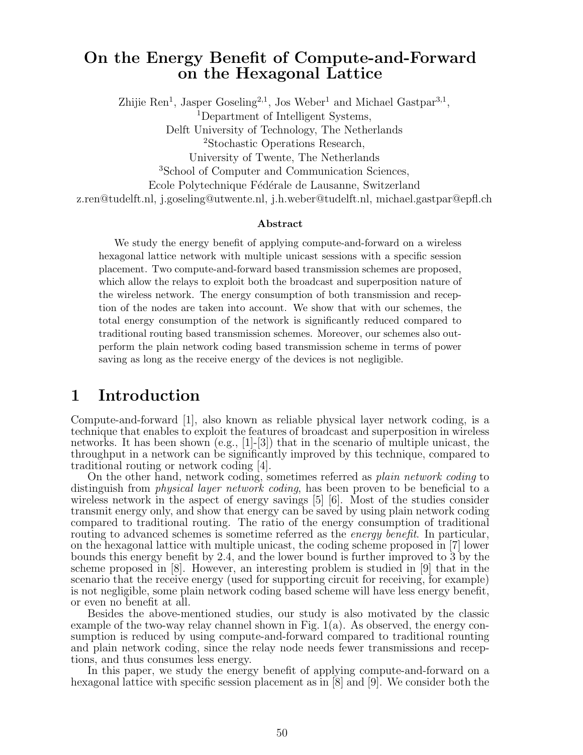# On the Energy Benefit of Compute-and-Forward on the Hexagonal Lattice

Zhijie Ren[1], Jasper Goseling[2,1], Jos Weber[1] and Michael Gastpar[3,1],

[1]Department of Intelligent Systems,
Delft University of Technology, The Netherlands

[2]Stochastic Operations Research,
University of Twente, The Netherlands

[3]School of Computer and Communication Sciences,
Ecole Polytechnique Fédérale de Lausanne, Switzerland

z.ren@tudelft.nl, j.goseling@utwente.nl, j.h.weber@tudelft.nl, michael.gastpar@epfl.ch

### Abstract

We study the energy benefit of applying compute-and-forward on a wireless hexagonal lattice network with multiple unicast sessions with a specific session placement. Two compute-and-forward based transmission schemes are proposed, which allow the relays to exploit both the broadcast and superposition nature of the wireless network. The energy consumption of both transmission and reception of the nodes are taken into account. We show that with our schemes, the total energy consumption of the network is significantly reduced compared to traditional routing based transmission schemes. Moreover, our schemes also outperform the plain network coding based transmission scheme in terms of power saving as long as the receive energy of the devices is not negligible.

## 1 Introduction

Compute-and-forward [1], also known as reliable physical layer network coding, is a technique that enables to exploit the features of broadcast and superposition in wireless networks. It has been shown (e.g., [1]-[3]) that in the scenario of multiple unicast, the throughput in a network can be significantly improved by this technique, compared to traditional routing or network coding [4].

On the other hand, network coding, sometimes referred as *plain network coding* to distinguish from *physical layer network coding*, has been proven to be beneficial to a wireless network in the aspect of energy savings [5] [6]. Most of the studies consider transmit energy only, and show that energy can be saved by using plain network coding compared to traditional routing. The ratio of the energy consumption of traditional routing to advanced schemes is sometime referred as the *energy benefit*. In particular, on the hexagonal lattice with multiple unicast, the coding scheme proposed in [7] lower bounds this energy benefit by 2.4, and the lower bound is further improved to 3 by the scheme proposed in [8]. However, an interesting problem is studied in [9] that in the scenario that the receive energy (used for supporting circuit for receiving, for example) is not negligible, some plain network coding based scheme will have less energy benefit, or even no benefit at all.

Besides the above-mentioned studies, our study is also motivated by the classic example of the two-way relay channel shown in Fig. 1(a). As observed, the energy consumption is reduced by using compute-and-forward compared to traditional rounting and plain network coding, since the relay node needs fewer transmissions and receptions, and thus consumes less energy.

In this paper, we study the energy benefit of applying compute-and-forward on a hexagonal lattice with specific session placement as in [8] and [9]. We consider both the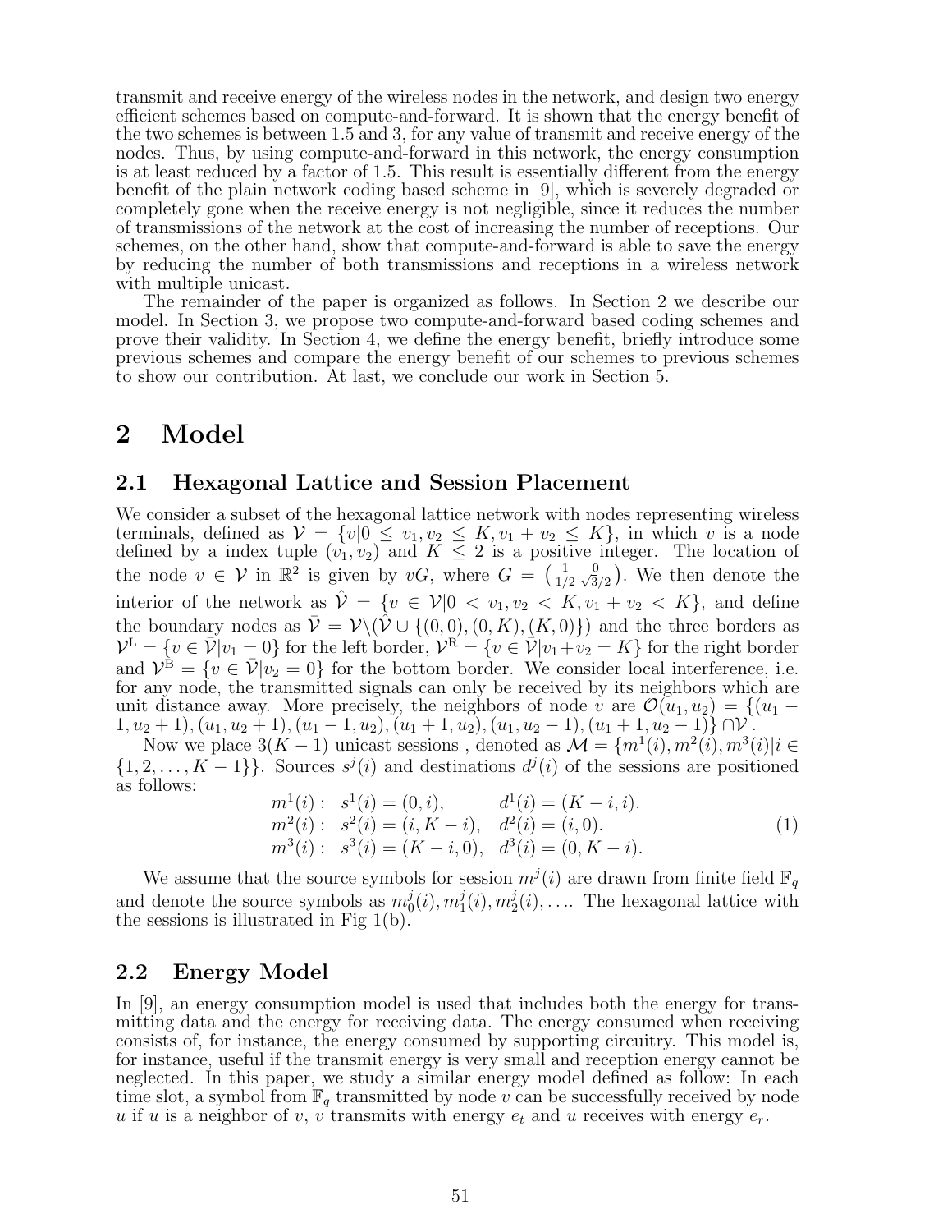transmit and receive energy of the wireless nodes in the network, and design two energy efficient schemes based on compute-and-forward. It is shown that the energy benefit of the two schemes is between 1.5 and 3, for any value of transmit and receive energy of the nodes. Thus, by using compute-and-forward in this network, the energy consumption is at least reduced by a factor of 1.5. This result is essentially different from the energy benefit of the plain network coding based scheme in [9], which is severely degraded or completely gone when the receive energy is not negligible, since it reduces the number of transmissions of the network at the cost of increasing the number of receptions. Our schemes, on the other hand, show that compute-and-forward is able to save the energy by reducing the number of both transmissions and receptions in a wireless network with multiple unicast.

The remainder of the paper is organized as follows. In Section 2 we describe our model. In Section 3, we propose two compute-and-forward based coding schemes and prove their validity. In Section 4, we define the energy benefit, briefly introduce some previous schemes and compare the energy benefit of our schemes to previous schemes to show our contribution. At last, we conclude our work in Section 5.

# 2 Model

## 2.1 Hexagonal Lattice and Session Placement

We consider a subset of the hexagonal lattice network with nodes representing wireless terminals, defined as $\mathcal{V} = \{v | 0 \leq v_1, v_2 \leq K, v_1 + v_2 \leq K\}$, in which $v$ is a node defined by a index tuple $(v_1, v_2)$ and $K \leq 2$ is a positive integer. The location of the node $v \in \mathcal{V}$ in $\mathbb{R}^2$ is given by $vG$, where $G = \begin{pmatrix} 1 & 0 \\ 1/2 & \sqrt{3}/2 \end{pmatrix}$. We then denote the interior of the network as $\hat{\mathcal{V}} = \{v \in \mathcal{V} | 0 < v_1, v_2 < K, v_1 + v_2 < K\}$, and define the boundary nodes as $\bar{\mathcal{V}} = \mathcal{V} \backslash (\hat{\mathcal{V}} \cup \{(0,0), (0,K), (K,0)\})$ and the three borders as $\mathcal{V}^{\mathrm{L}} = \{v \in \bar{\mathcal{V}} | v_1 = 0\}$ for the left border, $\mathcal{V}^{\mathrm{R}} = \{v \in \bar{\mathcal{V}} | v_1 + v_2 = K\}$ for the right border and $\mathcal{V}^{\mathrm{B}} = \{v \in \bar{\mathcal{V}} | v_2 = 0\}$ for the bottom border. We consider local interference, i.e. for any node, the transmitted signals can only be received by its neighbors which are unit distance away. More precisely, the neighbors of node $v$ are $\mathcal{O}(u_1, u_2) = \{(u_1 - 1, u_2 + 1), (u_1, u_2 + 1), (u_1 - 1, u_2), (u_1 + 1, u_2), (u_1, u_2 - 1), (u_1 + 1, u_2 - 1)\} \cap \mathcal{V}$.

Now we place $3(K-1)$ unicast sessions , denoted as $\mathcal{M} = \{m^1(i), m^2(i), m^3(i) | i \in \{1, 2, \ldots, K-1\}\}$. Sources $s^j(i)$ and destinations $d^j(i)$ of the sessions are positioned as follows:

$$
\begin{array}{lll}
m^1(i): & s^1(i) = (0, i), & d^1(i) = (K-i, i). \\
m^2(i): & s^2(i) = (i, K-i), & d^2(i) = (i, 0). \\
m^3(i): & s^3(i) = (K-i, 0), & d^3(i) = (0, K-i).
\end{array}
\tag{1}
$$

We assume that the source symbols for session $m^j(i)$ are drawn from finite field $\mathbb{F}_q$ and denote the source symbols as $m_0^j(i), m_1^j(i), m_2^j(i), \ldots$. The hexagonal lattice with the sessions is illustrated in Fig 1(b).

## 2.2 Energy Model

In [9], an energy consumption model is used that includes both the energy for transmitting data and the energy for receiving data. The energy consumed when receiving consists of, for instance, the energy consumed by supporting circuitry. This model is, for instance, useful if the transmit energy is very small and reception energy cannot be neglected. In this paper, we study a similar energy model defined as follow: In each time slot, a symbol from $\mathbb{F}_q$ transmitted by node $v$ can be successfully received by node $u$ if $u$ is a neighbor of $v$, $v$ transmits with energy $e_t$ and $u$ receives with energy $e_r$.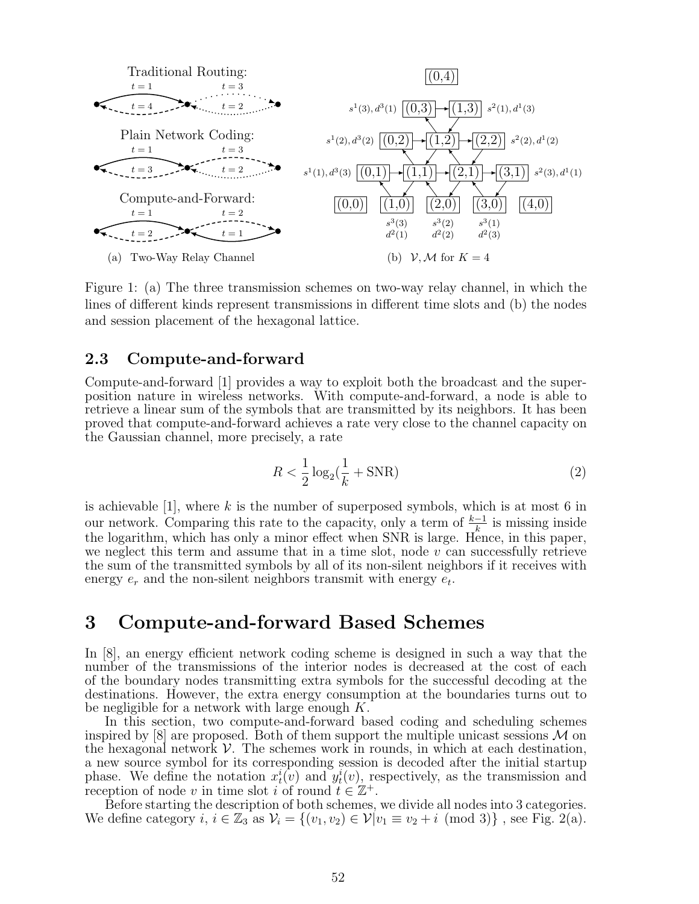Figure 1: (a) The three transmission schemes on two-way relay channel, in which the lines of different kinds represent transmissions in different time slots and (b) the nodes and session placement of the hexagonal lattice.

### 2.3 Compute-and-forward

Compute-and-forward [1] provides a way to exploit both the broadcast and the superposition nature in wireless networks. With compute-and-forward, a node is able to retrieve a linear sum of the symbols that are transmitted by its neighbors. It has been proved that compute-and-forward achieves a rate very close to the channel capacity on the Gaussian channel, more precisely, a rate

$$R < \frac{1}{2}\log_2(\frac{1}{k} + \mathrm{SNR}) \tag{2}$$

is achievable [1], where $k$ is the number of superposed symbols, which is at most 6 in our network. Comparing this rate to the capacity, only a term of $\frac{k-1}{k}$ is missing inside the logarithm, which has only a minor effect when SNR is large. Hence, in this paper, we neglect this term and assume that in a time slot, node $v$ can successfully retrieve the sum of the transmitted symbols by all of its non-silent neighbors if it receives with energy $e_r$ and the non-silent neighbors transmit with energy $e_t$.

# 3 Compute-and-forward Based Schemes

In [8], an energy efficient network coding scheme is designed in such a way that the number of the transmissions of the interior nodes is decreased at the cost of each of the boundary nodes transmitting extra symbols for the successful decoding at the destinations. However, the extra energy consumption at the boundaries turns out to be negligible for a network with large enough $K$.

In this section, two compute-and-forward based coding and scheduling schemes inspired by [8] are proposed. Both of them support the multiple unicast sessions $\mathcal{M}$ on the hexagonal network $\mathcal{V}$. The schemes work in rounds, in which at each destination, a new source symbol for its corresponding session is decoded after the initial startup phase. We define the notation $x_t^i(v)$ and $y_t^i(v)$, respectively, as the transmission and reception of node $v$ in time slot $i$ of round $t \in \mathbb{Z}^+$.

Before starting the description of both schemes, we divide all nodes into 3 categories. We define category $i$, $i \in \mathbb{Z}_3$ as $\mathcal{V}_i = \{(v_1, v_2) \in \mathcal{V} | v_1 \equiv v_2 + i \pmod 3\}$ , see Fig. 2(a).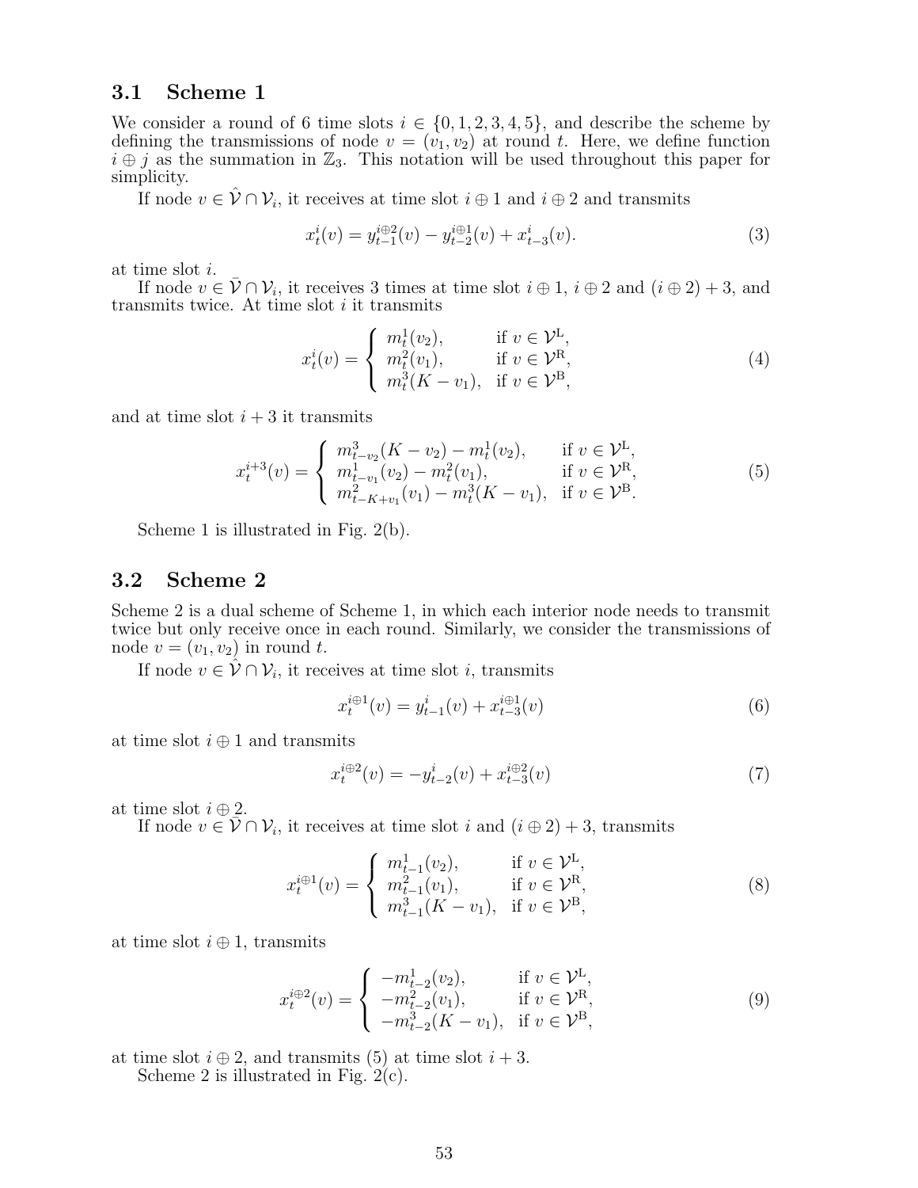### 3.1 Scheme 1

We consider a round of 6 time slots $i \in \{0, 1, 2, 3, 4, 5\}$, and describe the scheme by defining the transmissions of node $v = (v_1, v_2)$ at round $t$. Here, we define function $i \oplus j$ as the summation in $\mathbb{Z}_3$. This notation will be used throughout this paper for simplicity.

If node $v \in \hat{\mathcal{V}} \cap \mathcal{V}_i$, it receives at time slot $i \oplus 1$ and $i \oplus 2$ and transmits

$$x_t^i(v) = y_{t-1}^{i \oplus 2}(v) - y_{t-2}^{i \oplus 1}(v) + x_{t-3}^i(v). \tag{3}$$

at time slot $i$.

If node $v \in \bar{\mathcal{V}} \cap \mathcal{V}_i$, it receives 3 times at time slot $i \oplus 1$, $i \oplus 2$ and $(i \oplus 2) + 3$, and transmits twice. At time slot $i$ it transmits

$$x_t^i(v) = \begin{cases} m_t^1(v_2), & \text{if } v \in \mathcal{V}^{\mathrm{L}}, \\ m_t^2(v_1), & \text{if } v \in \mathcal{V}^{\mathrm{R}}, \\ m_t^3(K - v_1), & \text{if } v \in \mathcal{V}^{\mathrm{B}}, \end{cases} \tag{4}$$

and at time slot $i + 3$ it transmits

$$x_t^{i+3}(v) = \begin{cases} m_{t-v_2}^3(K - v_2) - m_t^1(v_2), & \text{if } v \in \mathcal{V}^{\mathrm{L}}, \\ m_{t-v_1}^1(v_2) - m_t^2(v_1), & \text{if } v \in \mathcal{V}^{\mathrm{R}}, \\ m_{t-K+v_1}^2(v_1) - m_t^3(K - v_1), & \text{if } v \in \mathcal{V}^{\mathrm{B}}. \end{cases} \tag{5}$$

Scheme 1 is illustrated in Fig. 2(b).

### 3.2 Scheme 2

Scheme 2 is a dual scheme of Scheme 1, in which each interior node needs to transmit twice but only receive once in each round. Similarly, we consider the transmissions of node $v = (v_1, v_2)$ in round $t$.

If node $v \in \hat{\mathcal{V}} \cap \mathcal{V}_i$, it receives at time slot $i$, transmits

$$x_t^{i \oplus 1}(v) = y_{t-1}^i(v) + x_{t-3}^{i \oplus 1}(v) \tag{6}$$

at time slot $i \oplus 1$ and transmits

$$x_t^{i \oplus 2}(v) = -y_{t-2}^i(v) + x_{t-3}^{i \oplus 2}(v) \tag{7}$$

at time slot $i \oplus 2$.

If node $v \in \bar{\mathcal{V}} \cap \mathcal{V}_i$, it receives at time slot $i$ and $(i \oplus 2) + 3$, transmits

$$x_t^{i \oplus 1}(v) = \begin{cases} m_{t-1}^1(v_2), & \text{if } v \in \mathcal{V}^{\mathrm{L}}, \\ m_{t-1}^2(v_1), & \text{if } v \in \mathcal{V}^{\mathrm{R}}, \\ m_{t-1}^3(K - v_1), & \text{if } v \in \mathcal{V}^{\mathrm{B}}, \end{cases} \tag{8}$$

at time slot $i \oplus 1$, transmits

$$x_t^{i \oplus 2}(v) = \begin{cases} -m_{t-2}^1(v_2), & \text{if } v \in \mathcal{V}^{\mathrm{L}}, \\ -m_{t-2}^2(v_1), & \text{if } v \in \mathcal{V}^{\mathrm{R}}, \\ -m_{t-2}^3(K - v_1), & \text{if } v \in \mathcal{V}^{\mathrm{B}}, \end{cases} \tag{9}$$

at time slot $i \oplus 2$, and transmits (5) at time slot $i + 3$.

Scheme 2 is illustrated in Fig. 2(c).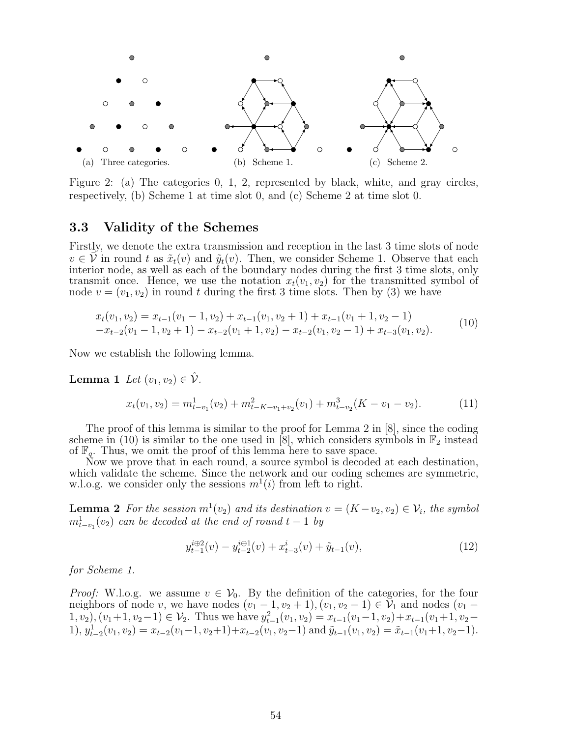(a) Three categories. (b) Scheme 1. (c) Scheme 2.

Figure 2: (a) The categories 0, 1, 2, represented by black, white, and gray circles, respectively, (b) Scheme 1 at time slot 0, and (c) Scheme 2 at time slot 0.

### 3.3 Validity of the Schemes

Firstly, we denote the extra transmission and reception in the last 3 time slots of node $v \in \bar{\mathcal{V}}$ in round $t$ as $\tilde{x}_t(v)$ and $\tilde{y}_t(v)$. Then, we consider Scheme 1. Observe that each interior node, as well as each of the boundary nodes during the first 3 time slots, only transmit once. Hence, we use the notation $x_t(v_1, v_2)$ for the transmitted symbol of node $v = (v_1, v_2)$ in round $t$ during the first 3 time slots. Then by (3) we have

$$
\begin{aligned}
&x_t(v_1, v_2) = x_{t-1}(v_1 - 1, v_2) + x_{t-1}(v_1, v_2 + 1) + x_{t-1}(v_1 + 1, v_2 - 1) \\
&-x_{t-2}(v_1 - 1, v_2 + 1) - x_{t-2}(v_1 + 1, v_2) - x_{t-2}(v_1, v_2 - 1) + x_{t-3}(v_1, v_2).
\end{aligned}
\tag{10}
$$

Now we establish the following lemma.

**Lemma 1** *Let* $(v_1, v_2) \in \hat{\mathcal{V}}$.

$$
x_t(v_1, v_2) = m^1_{t-v_1}(v_2) + m^2_{t-K+v_1+v_2}(v_1) + m^3_{t-v_2}(K - v_1 - v_2). \tag{11}
$$

The proof of this lemma is similar to the proof for Lemma 2 in [8], since the coding scheme in (10) is similar to the one used in [8], which considers symbols in $\mathbb{F}_2$ instead of $\mathbb{F}_q$. Thus, we omit the proof of this lemma here to save space.

Now we prove that in each round, a source symbol is decoded at each destination, which validate the scheme. Since the network and our coding schemes are symmetric, w.l.o.g. we consider only the sessions $m^1(i)$ from left to right.

**Lemma 2** *For the session* $m^1(v_2)$ *and its destination* $v = (K - v_2, v_2) \in \mathcal{V}_i$, *the symbol* $m^1_{t-v_1}(v_2)$ *can be decoded at the end of round* $t - 1$ *by*

$$
y^{i\oplus 2}_{t-1}(v) - y^{i\oplus 1}_{t-2}(v) + x^i_{t-3}(v) + \tilde{y}_{t-1}(v), \tag{12}
$$

*for Scheme 1.*

*Proof:* W.l.o.g. we assume $v \in \mathcal{V}_0$. By the definition of the categories, for the four neighbors of node $v$, we have nodes $(v_1 - 1, v_2 + 1), (v_1, v_2 - 1) \in \mathcal{V}_1$ and nodes $(v_1 - 1, v_2), (v_1 + 1, v_2 - 1) \in \mathcal{V}_2$. Thus we have $y^2_{t-1}(v_1, v_2) = x_{t-1}(v_1 - 1, v_2) + x_{t-1}(v_1 + 1, v_2 - 1)$, $y^1_{t-2}(v_1, v_2) = x_{t-2}(v_1 - 1, v_2 + 1) + x_{t-2}(v_1, v_2 - 1)$ and $\tilde{y}_{t-1}(v_1, v_2) = \tilde{x}_{t-1}(v_1 + 1, v_2 - 1)$.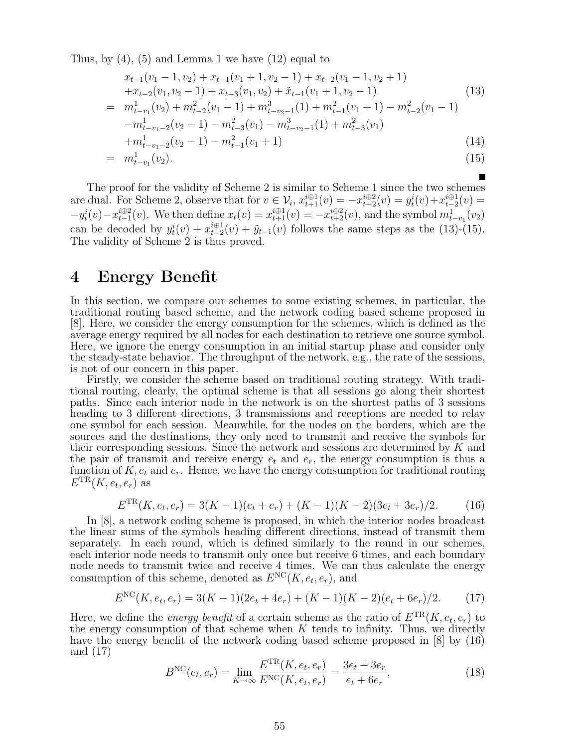Thus, by (4), (5) and Lemma 1 we have (12) equal to

$$\begin{aligned}
& x_{t-1}(v_1-1,v_2)+x_{t-1}(v_1+1,v_2-1)+x_{t-2}(v_1-1,v_2+1) \\
& +x_{t-2}(v_1,v_2-1)+x_{t-3}(v_1,v_2)+\tilde{x}_{t-1}(v_1+1,v_2-1) \qquad (13)\\
= \;& m^1_{t-v_1}(v_2)+m^2_{t-2}(v_1-1)+m^3_{t-v_2-1}(1)+m^2_{t-1}(v_1+1)-m^2_{t-2}(v_1-1) \\
& -m^1_{t-v_1-2}(v_2-1)-m^2_{t-3}(v_1)-m^3_{t-v_2-1}(1)+m^2_{t-3}(v_1) \\
& +m^1_{t-v_1-2}(v_2-1)-m^2_{t-1}(v_1+1) \qquad (14)\\
= \;& m^1_{t-v_1}(v_2). \qquad (15)
\end{aligned}$$

■

The proof for the validity of Scheme 2 is similar to Scheme 1 since the two schemes are dual. For Scheme 2, observe that for $v \in \mathcal{V}_i$, $x^{i\oplus 1}_{t+1}(v) = -x^{i\oplus 2}_{t+2}(v) = y^i_t(v)+x^{i\oplus 1}_{t-2}(v) = -y^i_t(v)-x^{i\oplus 2}_{t-1}(v)$. We then define $x_t(v) = x^{i\oplus 1}_{t+1}(v) = -x^{i\oplus 2}_{t+2}(v)$, and the symbol $m^1_{t-v_1}(v_2)$ can be decoded by $y^i_t(v)+x^{i\oplus 1}_{t-2}(v)+\tilde{y}_{t-1}(v)$ follows the same steps as the (13)-(15). The validity of Scheme 2 is thus proved.

# 4 Energy Benefit

In this section, we compare our schemes to some existing schemes, in particular, the traditional routing based scheme, and the network coding based scheme proposed in [8]. Here, we consider the energy consumption for the schemes, which is defined as the average energy required by all nodes for each destination to retrieve one source symbol. Here, we ignore the energy consumption in an initial startup phase and consider only the steady-state behavior. The throughput of the network, e.g., the rate of the sessions, is not of our concern in this paper.

Firstly, we consider the scheme based on traditional routing strategy. With traditional routing, clearly, the optimal scheme is that all sessions go along their shortest paths. Since each interior node in the network is on the shortest paths of 3 sessions heading to 3 different directions, 3 transmissions and receptions are needed to relay one symbol for each session. Meanwhile, for the nodes on the borders, which are the sources and the destinations, they only need to transmit and receive the symbols for their corresponding sessions. Since the network and sessions are determined by $K$ and the pair of transmit and receive energy $e_t$ and $e_r$, the energy consumption is thus a function of $K$, $e_t$ and $e_r$. Hence, we have the energy consumption for traditional routing $E^{\text{TR}}(K,e_t,e_r)$ as

$$E^{\text{TR}}(K,e_t,e_r) = 3(K-1)(e_t+e_r)+(K-1)(K-2)(3e_t+3e_r)/2. \qquad (16)$$

In [8], a network coding scheme is proposed, in which the interior nodes broadcast the linear sums of the symbols heading different directions, instead of transmit them separately. In each round, which is defined similarly to the round in our schemes, each interior node needs to transmit only once but receive 6 times, and each boundary node needs to transmit twice and receive 4 times. We can thus calculate the energy consumption of this scheme, denoted as $E^{\text{NC}}(K,e_t,e_r)$, and

$$E^{\text{NC}}(K,e_t,e_r) = 3(K-1)(2e_t+4e_r)+(K-1)(K-2)(e_t+6e_r)/2. \qquad (17)$$

Here, we define the *energy benefit* of a certain scheme as the ratio of $E^{\text{TR}}(K,e_t,e_r)$ to the energy consumption of that scheme when $K$ tends to infinity. Thus, we directly have the energy benefit of the network coding based scheme proposed in [8] by (16) and (17)

$$B^{\text{NC}}(e_t,e_r) = \lim_{K\to\infty}\frac{E^{\text{TR}}(K,e_t,e_r)}{E^{\text{NC}}(K,e_t,e_r)} = \frac{3e_t+3e_r}{e_t+6e_r}, \qquad (18)$$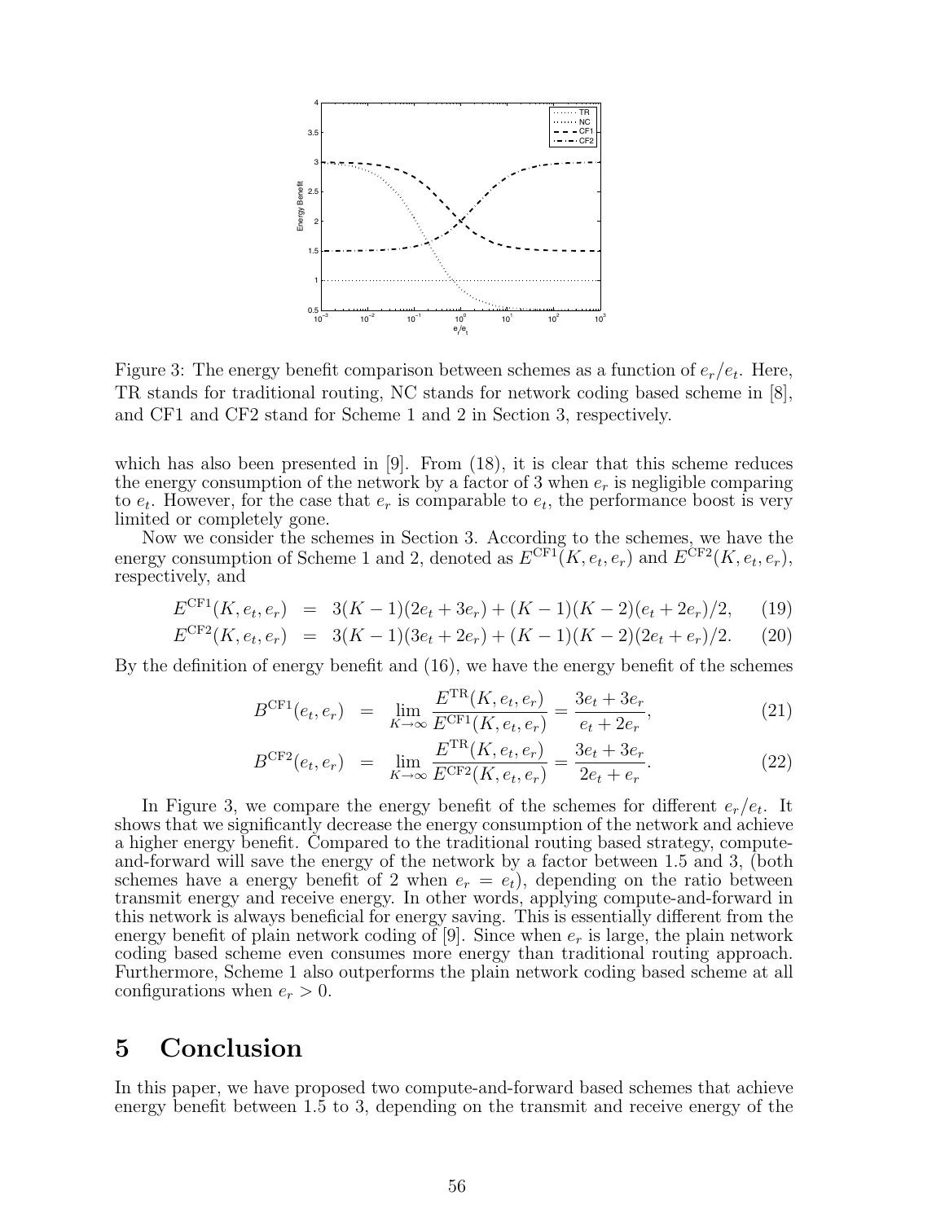Figure 3: The energy benefit comparison between schemes as a function of $e_r/e_t$. Here, TR stands for traditional routing, NC stands for network coding based scheme in [8], and CF1 and CF2 stand for Scheme 1 and 2 in Section 3, respectively.

which has also been presented in [9]. From (18), it is clear that this scheme reduces the energy consumption of the network by a factor of 3 when $e_r$ is negligible comparing to $e_t$. However, for the case that $e_r$ is comparable to $e_t$, the performance boost is very limited or completely gone.

Now we consider the schemes in Section 3. According to the schemes, we have the energy consumption of Scheme 1 and 2, denoted as $E^{\text{CF1}}(K, e_t, e_r)$ and $E^{\text{CF2}}(K, e_t, e_r)$, respectively, and

$$E^{\text{CF1}}(K, e_t, e_r) = 3(K-1)(2e_t + 3e_r) + (K-1)(K-2)(e_t + 2e_r)/2, \quad (19)$$

$$E^{\text{CF2}}(K, e_t, e_r) = 3(K-1)(3e_t + 2e_r) + (K-1)(K-2)(2e_t + e_r)/2. \quad (20)$$

By the definition of energy benefit and (16), we have the energy benefit of the schemes

$$B^{\text{CF1}}(e_t, e_r) = \lim_{K \to \infty} \frac{E^{\text{TR}}(K, e_t, e_r)}{E^{\text{CF1}}(K, e_t, e_r)} = \frac{3e_t + 3e_r}{e_t + 2e_r}, \quad (21)$$

$$B^{\text{CF2}}(e_t, e_r) = \lim_{K \to \infty} \frac{E^{\text{TR}}(K, e_t, e_r)}{E^{\text{CF2}}(K, e_t, e_r)} = \frac{3e_t + 3e_r}{2e_t + e_r}. \quad (22)$$

In Figure 3, we compare the energy benefit of the schemes for different $e_r/e_t$. It shows that we significantly decrease the energy consumption of the network and achieve a higher energy benefit. Compared to the traditional routing based strategy, compute-and-forward will save the energy of the network by a factor between 1.5 and 3, (both schemes have a energy benefit of 2 when $e_r = e_t$), depending on the ratio between transmit energy and receive energy. In other words, applying compute-and-forward in this network is always beneficial for energy saving. This is essentially different from the energy benefit of plain network coding of [9]. Since when $e_r$ is large, the plain network coding based scheme even consumes more energy than traditional routing approach. Furthermore, Scheme 1 also outperforms the plain network coding based scheme at all configurations when $e_r > 0$.

# 5 Conclusion

In this paper, we have proposed two compute-and-forward based schemes that achieve energy benefit between 1.5 to 3, depending on the transmit and receive energy of the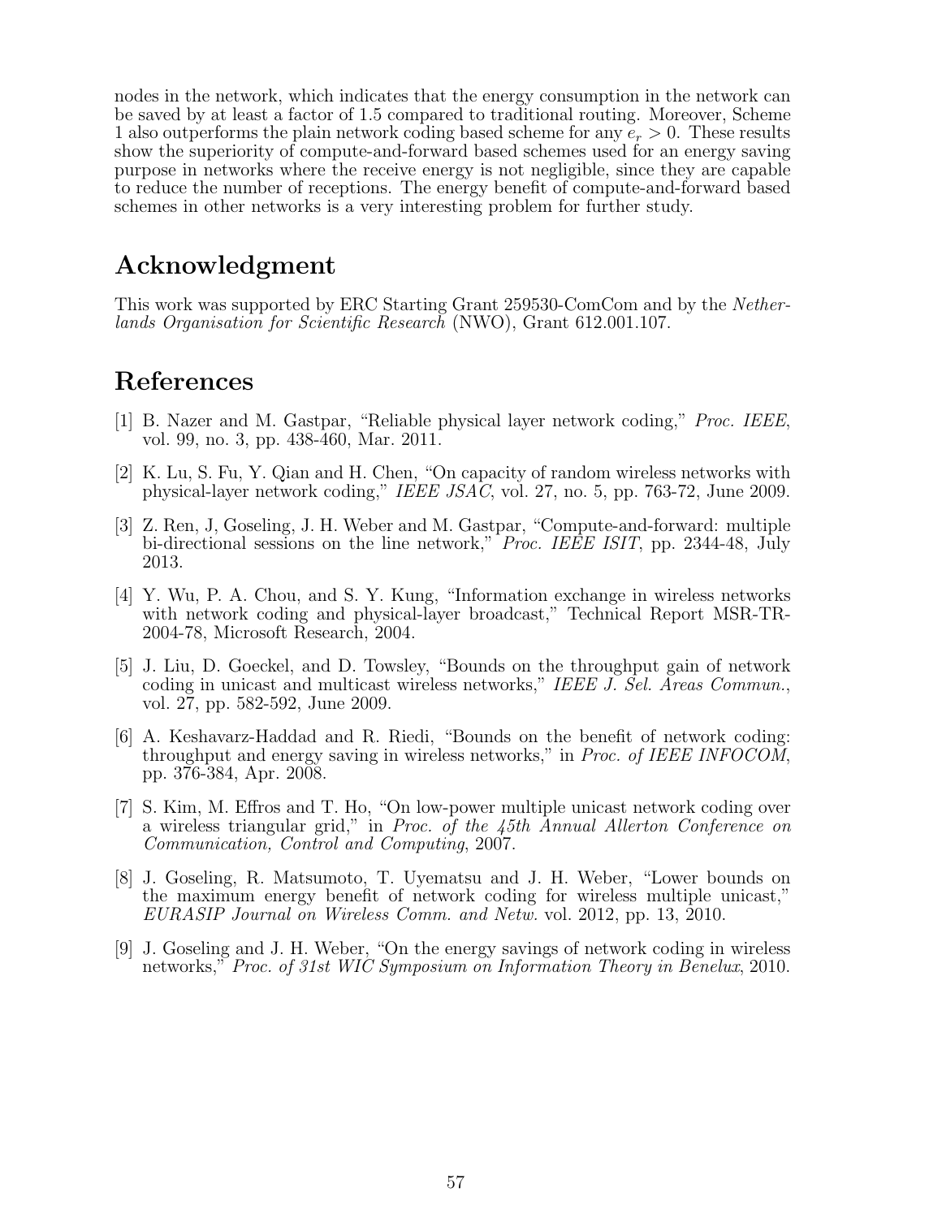nodes in the network, which indicates that the energy consumption in the network can be saved by at least a factor of 1.5 compared to traditional routing. Moreover, Scheme 1 also outperforms the plain network coding based scheme for any $e_r > 0$. These results show the superiority of compute-and-forward based schemes used for an energy saving purpose in networks where the receive energy is not negligible, since they are capable to reduce the number of receptions. The energy benefit of compute-and-forward based schemes in other networks is a very interesting problem for further study.

## Acknowledgment

This work was supported by ERC Starting Grant 259530-ComCom and by the *Netherlands Organisation for Scientific Research* (NWO), Grant 612.001.107.

## References

[1] B. Nazer and M. Gastpar, "Reliable physical layer network coding," *Proc. IEEE*, vol. 99, no. 3, pp. 438-460, Mar. 2011.

[2] K. Lu, S. Fu, Y. Qian and H. Chen, "On capacity of random wireless networks with physical-layer network coding," *IEEE JSAC*, vol. 27, no. 5, pp. 763-72, June 2009.

[3] Z. Ren, J, Goseling, J. H. Weber and M. Gastpar, "Compute-and-forward: multiple bi-directional sessions on the line network," *Proc. IEEE ISIT*, pp. 2344-48, July 2013.

[4] Y. Wu, P. A. Chou, and S. Y. Kung, "Information exchange in wireless networks with network coding and physical-layer broadcast," Technical Report MSR-TR-2004-78, Microsoft Research, 2004.

[5] J. Liu, D. Goeckel, and D. Towsley, "Bounds on the throughput gain of network coding in unicast and multicast wireless networks," *IEEE J. Sel. Areas Commun.*, vol. 27, pp. 582-592, June 2009.

[6] A. Keshavarz-Haddad and R. Riedi, "Bounds on the benefit of network coding: throughput and energy saving in wireless networks," in *Proc. of IEEE INFOCOM*, pp. 376-384, Apr. 2008.

[7] S. Kim, M. Effros and T. Ho, "On low-power multiple unicast network coding over a wireless triangular grid," in *Proc. of the 45th Annual Allerton Conference on Communication, Control and Computing*, 2007.

[8] J. Goseling, R. Matsumoto, T. Uyematsu and J. H. Weber, "Lower bounds on the maximum energy benefit of network coding for wireless multiple unicast," *EURASIP Journal on Wireless Comm. and Netw.* vol. 2012, pp. 13, 2010.

[9] J. Goseling and J. H. Weber, "On the energy savings of network coding in wireless networks," *Proc. of 31st WIC Symposium on Information Theory in Benelux*, 2010.